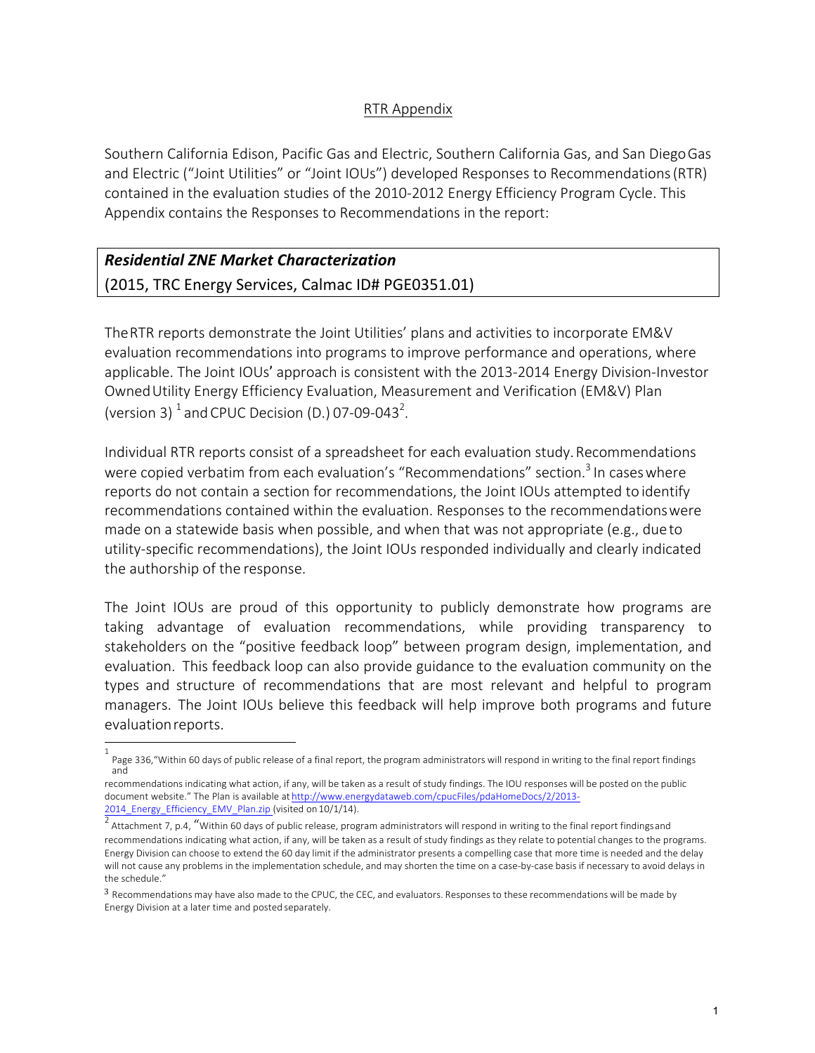## RTR Appendix

Southern California Edison, Pacific Gas and Electric, Southern California Gas, and San Diego Gas and Electric ("Joint Utilities" or "Joint IOUs") developed Responses to Recommendations (RTR) contained in the evaluation studies of the 2010-2012 Energy Efficiency Program Cycle. This Appendix contains the Responses to Recommendations in the report:

| ***Residential ZNE Market Characterization***<br>(2015, TRC Energy Services, Calmac ID# PGE0351.01) |
|---|

The RTR reports demonstrate the Joint Utilities' plans and activities to incorporate EM&V evaluation recommendations into programs to improve performance and operations, where applicable. The Joint IOUs' approach is consistent with the 2013-2014 Energy Division-Investor Owned Utility Energy Efficiency Evaluation, Measurement and Verification (EM&V) Plan (version 3) [1] and CPUC Decision (D.) 07-09-043[2].

Individual RTR reports consist of a spreadsheet for each evaluation study. Recommendations were copied verbatim from each evaluation's "Recommendations" section.[3] In cases where reports do not contain a section for recommendations, the Joint IOUs attempted to identify recommendations contained within the evaluation. Responses to the recommendations were made on a statewide basis when possible, and when that was not appropriate (e.g., due to utility-specific recommendations), the Joint IOUs responded individually and clearly indicated the authorship of the response.

The Joint IOUs are proud of this opportunity to publicly demonstrate how programs are taking advantage of evaluation recommendations, while providing transparency to stakeholders on the "positive feedback loop" between program design, implementation, and evaluation. This feedback loop can also provide guidance to the evaluation community on the types and structure of recommendations that are most relevant and helpful to program managers. The Joint IOUs believe this feedback will help improve both programs and future evaluation reports.

---

[1] Page 336, "Within 60 days of public release of a final report, the program administrators will respond in writing to the final report findings and recommendations indicating what action, if any, will be taken as a result of study findings. The IOU responses will be posted on the public document website." The Plan is available at http://www.energydataweb.com/cpucFiles/pdaHomeDocs/2/2013-2014_Energy_Efficiency_EMV_Plan.zip (visited on 10/1/14).

[2] Attachment 7, p.4, "Within 60 days of public release, program administrators will respond in writing to the final report findings and recommendations indicating what action, if any, will be taken as a result of study findings as they relate to potential changes to the programs. Energy Division can choose to extend the 60 day limit if the administrator presents a compelling case that more time is needed and the delay will not cause any problems in the implementation schedule, and may shorten the time on a case-by-case basis if necessary to avoid delays in the schedule."

[3] Recommendations may have also made to the CPUC, the CEC, and evaluators. Responses to these recommendations will be made by Energy Division at a later time and posted separately.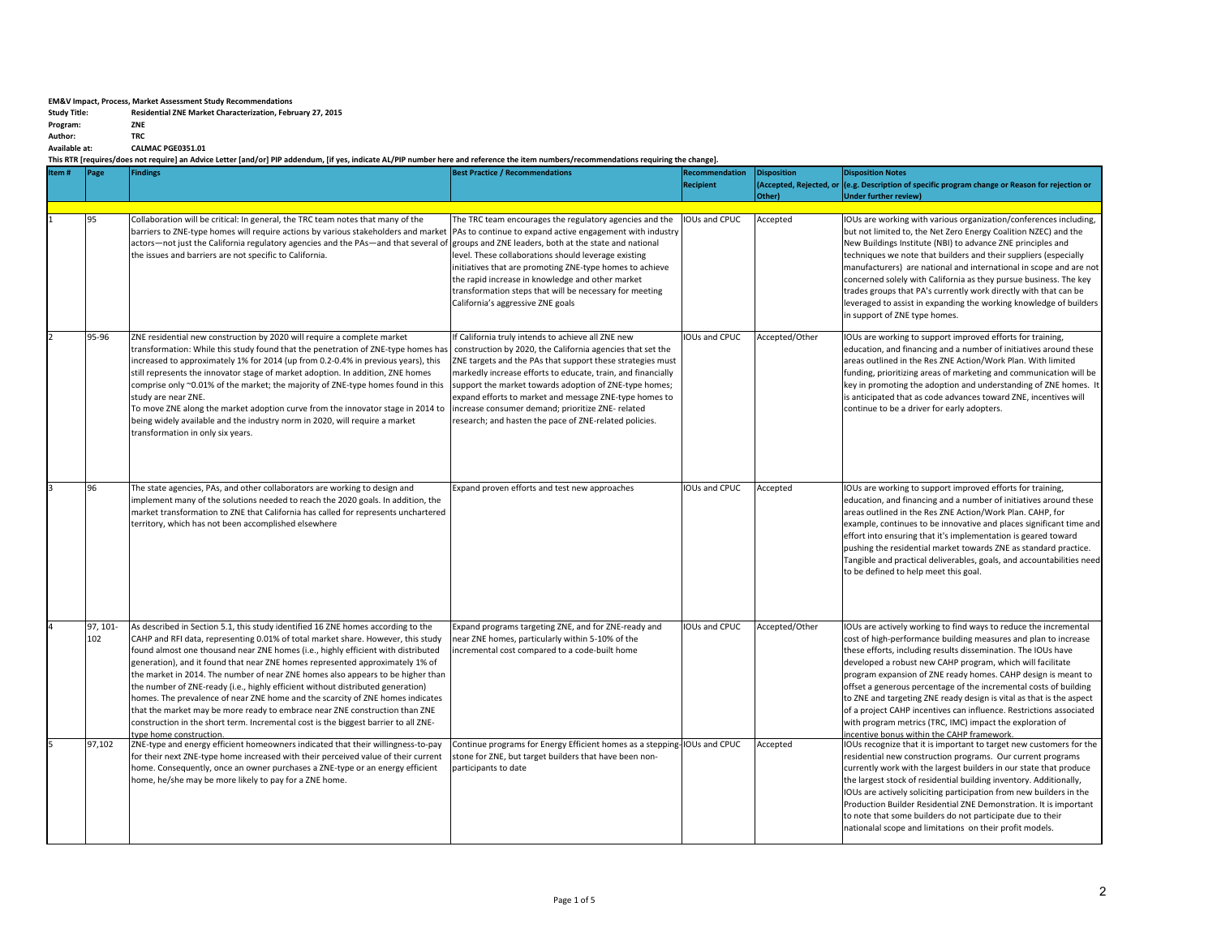**EM&V Impact, Process, Market Assessment Study Recommendations**

**Study Title:** Residential ZNE Market Characterization, February 27, 2015

**Program:** ZNE

**Author:** TRC

**Available at:** CALMAC PGE0351.01

**This RTR [requires/does not require] an Advice Letter [and/or] PIP addendum, [if yes, indicate AL/PIP number here and reference the item numbers/recommendations requiring the change].**

| Item # | Page | Findings | Best Practice / Recommendations | Recommendation Recipient | Disposition (Accepted, Rejected, or Other) | Disposition Notes (e.g. Description of specific program change or Reason for rejection or Under further review) |
|---|---|---|---|---|---|---|
| 1 | 95 | Collaboration will be critical: In general, the TRC team notes that many of the barriers to ZNE-type homes will require actions by various stakeholders and market actors—not just the California regulatory agencies and the PAs—and that several of the issues and barriers are not specific to California. | The TRC team encourages the regulatory agencies and the PAs to continue to expand active engagement with industry groups and ZNE leaders, both at the state and national level. These collaborations should leverage existing initiatives that are promoting ZNE-type homes to achieve the rapid increase in knowledge and other market transformation steps that will be necessary for meeting California's aggressive ZNE goals | IOUs and CPUC | Accepted | IOUs are working with various organization/conferences including, but not limited to, the Net Zero Energy Coalition NZEC) and the New Buildings Institute (NBI) to advance ZNE principles and techniques we note that builders and their suppliers (especially manufacturers) are national and international in scope and are not concerned solely with California as they pursue business. The key trades groups that PA's currently work directly with that can be leveraged to assist in expanding the working knowledge of builders in support of ZNE type homes. |
| 2 | 95-96 | ZNE residential new construction by 2020 will require a complete market transformation: While this study found that the penetration of ZNE-type homes has increased to approximately 1% for 2014 (up from 0.2-0.4% in previous years), this still represents the innovator stage of market adoption. In addition, ZNE homes comprise only ~0.01% of the market; the majority of ZNE-type homes found in this study are near ZNE.<br>To move ZNE along the market adoption curve from the innovator stage in 2014 to being widely available and the industry norm in 2020, will require a market transformation in only six years. | If California truly intends to achieve all ZNE new construction by 2020, the California agencies that set the ZNE targets and the PAs that support these strategies must markedly increase efforts to educate, train, and financially support the market towards adoption of ZNE-type homes; expand efforts to market and message ZNE-type homes to increase consumer demand; prioritize ZNE- related research; and hasten the pace of ZNE-related policies. | IOUs and CPUC | Accepted/Other | IOUs are working to support improved efforts for training, education, and financing and a number of initiatives around these areas outlined in the Res ZNE Action/Work Plan. With limited funding, prioritizing areas of marketing and communication will be key in promoting the adoption and understanding of ZNE homes. It is anticipated that as code advances toward ZNE, incentives will continue to be a driver for early adopters. |
| 3 | 96 | The state agencies, PAs, and other collaborators are working to design and implement many of the solutions needed to reach the 2020 goals. In addition, the market transformation to ZNE that California has called for represents unchartered territory, which has not been accomplished elsewhere | Expand proven efforts and test new approaches | IOUs and CPUC | Accepted | IOUs are working to support improved efforts for training, education, and financing and a number of initiatives around these areas outlined in the Res ZNE Action/Work Plan. CAHP, for example, continues to be innovative and places significant time and effort into ensuring that it's implementation is geared toward pushing the residential market towards ZNE as standard practice. Tangible and practical deliverables, goals, and accountabilities need to be defined to help meet this goal. |
| 4 | 97, 101-102 | As described in Section 5.1, this study identified 16 ZNE homes according to the CAHP and RFI data, representing 0.01% of total market share. However, this study found almost one thousand near ZNE homes (i.e., highly efficient with distributed generation), and it found that near ZNE homes represented approximately 1% of the market in 2014. The number of near ZNE homes also appears to be higher than the number of ZNE-ready (i.e., highly efficient without distributed generation) homes. The prevalence of near ZNE home and the scarcity of ZNE homes indicates that the market may be more ready to embrace near ZNE construction than ZNE construction in the short term. Incremental cost is the biggest barrier to all ZNE-type home construction. | Expand programs targeting ZNE, and for ZNE-ready and near ZNE homes, particularly within 5-10% of the incremental cost compared to a code-built home | IOUs and CPUC | Accepted/Other | IOUs are actively working to find ways to reduce the incremental cost of high-performance building measures and plan to increase these efforts, including results dissemination. The IOUs have developed a robust new CAHP program, which will facilitate program expansion of ZNE ready homes. CAHP design is meant to offset a generous percentage of the incremental costs of building to ZNE and targeting ZNE ready design is vital as that is the aspect of a project CAHP incentives can influence. Restrictions associated with program metrics (TRC, IMC) impact the exploration of incentive bonus within the CAHP framework. |
| 5 | 97,102 | ZNE-type and energy efficient homeowners indicated that their willingness-to-pay for their next ZNE-type home increased with their perceived value of their current home. Consequently, once an owner purchases a ZNE-type or an energy efficient home, he/she may be more likely to pay for a ZNE home. | Continue programs for Energy Efficient homes as a stepping-stone for ZNE, but target builders that have been non-participants to date | IOUs and CPUC | Accepted | IOUs recognize that it is important to target new customers for the residential new construction programs. Our current programs currently work with the largest builders in our state that produce the largest stock of residential building inventory. Additionally, IOUs are actively soliciting participation from new builders in the Production Builder Residential ZNE Demonstration. It is important to note that some builders do not participate due to their nationalal scope and limitations on their profit models. |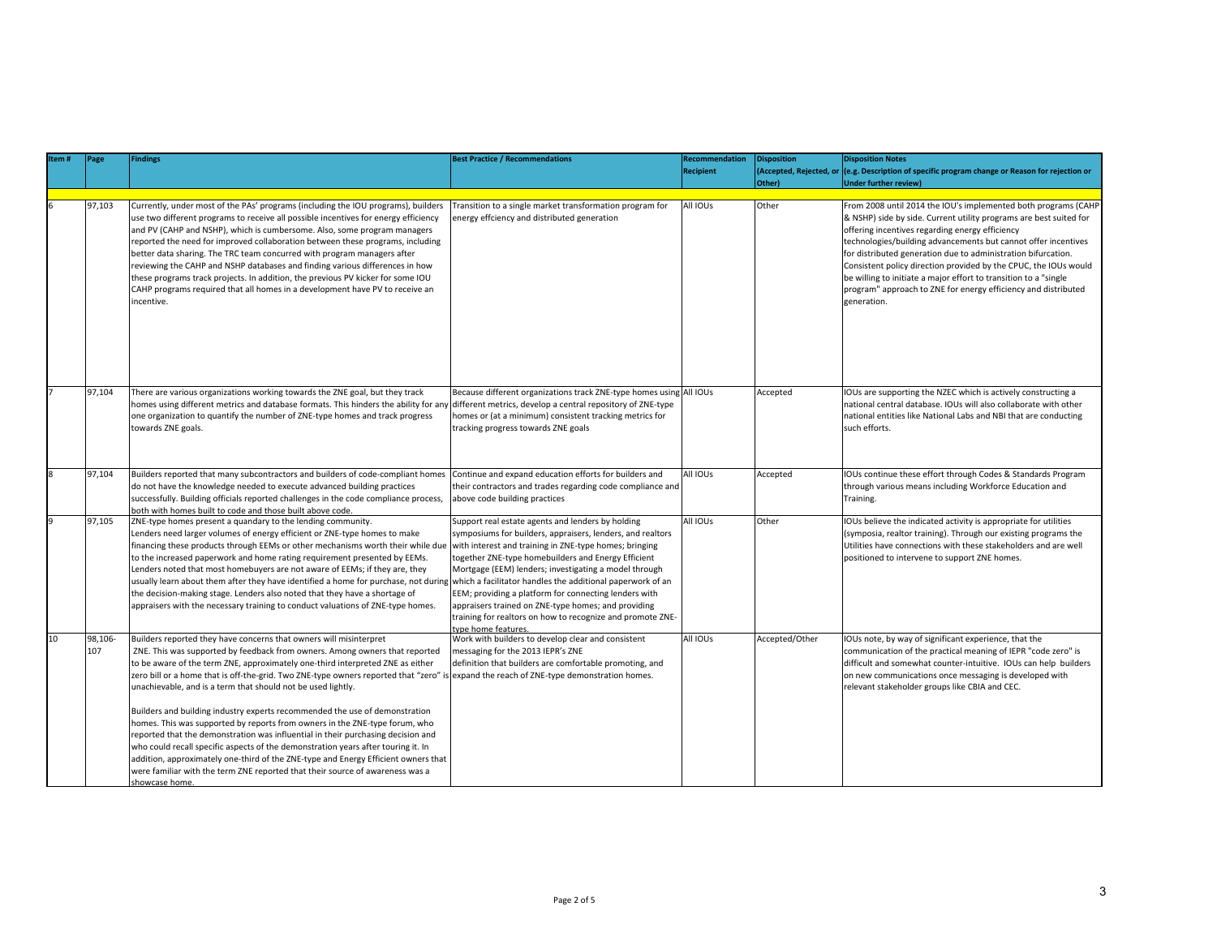| Item # | Page | Findings | Best Practice / Recommendations | Recommendation Recipient | Disposition (Accepted, Rejected, or Other) | Disposition Notes (e.g. Description of specific program change or Reason for rejection or Under further review) |
|---|---|---|---|---|---|---|
| | | | | | | |
| 6 | 97,103 | Currently, under most of the PAs' programs (including the IOU programs), builders use two different programs to receive all possible incentives for energy efficiency and PV (CAHP and NSHP), which is cumbersome. Also, some program managers reported the need for improved collaboration between these programs, including better data sharing. The TRC team concurred with program managers after reviewing the CAHP and NSHP databases and finding various differences in how these programs track projects. In addition, the previous PV kicker for some IOU CAHP programs required that all homes in a development have PV to receive an incentive. | Transition to a single market transformation program for energy effciency and distributed generation | All IOUs | Other | From 2008 until 2014 the IOU's implemented both programs (CAHP & NSHP) side by side. Current utility programs are best suited for offering incentives regarding energy efficiency technologies/building advancements but cannot offer incentives for distributed generation due to administration bifurcation. Consistent policy direction provided by the CPUC, the IOUs would be willing to initiate a major effort to transition to a "single program" approach to ZNE for energy efficiency and distributed generation. |
| 7 | 97,104 | There are various organizations working towards the ZNE goal, but they track homes using different metrics and database formats. This hinders the ability for any one organization to quantify the number of ZNE-type homes and track progress towards ZNE goals. | Because different organizations track ZNE-type homes using different metrics, develop a central repository of ZNE-type homes or (at a minimum) consistent tracking metrics for tracking progress towards ZNE goals | All IOUs | Accepted | IOUs are supporting the NZEC which is actively constructing a national central database. IOUs will also collaborate with other national entities like National Labs and NBI that are conducting such efforts. |
| 8 | 97,104 | Builders reported that many subcontractors and builders of code-compliant homes do not have the knowledge needed to execute advanced building practices successfully. Building officials reported challenges in the code compliance process, both with homes built to code and those built above code. | Continue and expand education efforts for builders and their contractors and trades regarding code compliance and above code building practices | All IOUs | Accepted | IOUs continue these effort through Codes & Standards Program through various means including Workforce Education and Training. |
| 9 | 97,105 | ZNE-type homes present a quandary to the lending community. Lenders need larger volumes of energy efficient or ZNE-type homes to make financing these products through EEMs or other mechanisms worth their while due to the increased paperwork and home rating requirement presented by EEMs. Lenders noted that most homebuyers are not aware of EEMs; if they are, they usually learn about them after they have identified a home for purchase, not during the decision-making stage. Lenders also noted that they have a shortage of appraisers with the necessary training to conduct valuations of ZNE-type homes. | Support real estate agents and lenders by holding symposiums for builders, appraisers, lenders, and realtors with interest and training in ZNE-type homes; bringing together ZNE-type homebuilders and Energy Efficient Mortgage (EEM) lenders; investigating a model through which a facilitator handles the additional paperwork of an EEM; providing a platform for connecting lenders with appraisers trained on ZNE-type homes; and providing training for realtors on how to recognize and promote ZNE-type home features. | All IOUs | Other | IOUs believe the indicated activity is appropriate for utilities (symposia, realtor training). Through our existing programs the Utilities have connections with these stakeholders and are well positioned to intervene to support ZNE homes. |
| 10 | 98,106-107 | Builders reported they have concerns that owners will misinterpret ZNE. This was supported by feedback from owners. Among owners that reported to be aware of the term ZNE, approximately one-third interpreted ZNE as either zero bill or a home that is off-the-grid. Two ZNE-type owners reported that "zero" is unachievable, and is a term that should not be used lightly.<br><br>Builders and building industry experts recommended the use of demonstration homes. This was supported by reports from owners in the ZNE-type forum, who reported that the demonstration was influential in their purchasing decision and who could recall specific aspects of the demonstration years after touring it. In addition, approximately one-third of the ZNE-type and Energy Efficient owners that were familiar with the term ZNE reported that their source of awareness was a showcase home. | Work with builders to develop clear and consistent messaging for the 2013 IEPR's ZNE definition that builders are comfortable promoting, and expand the reach of ZNE-type demonstration homes. | All IOUs | Accepted/Other | IOUs note, by way of significant experience, that the communication of the practical meaning of IEPR "code zero" is difficult and somewhat counter-intuitive. IOUs can help builders on new communications once messaging is developed with relevant stakeholder groups like CBIA and CEC. |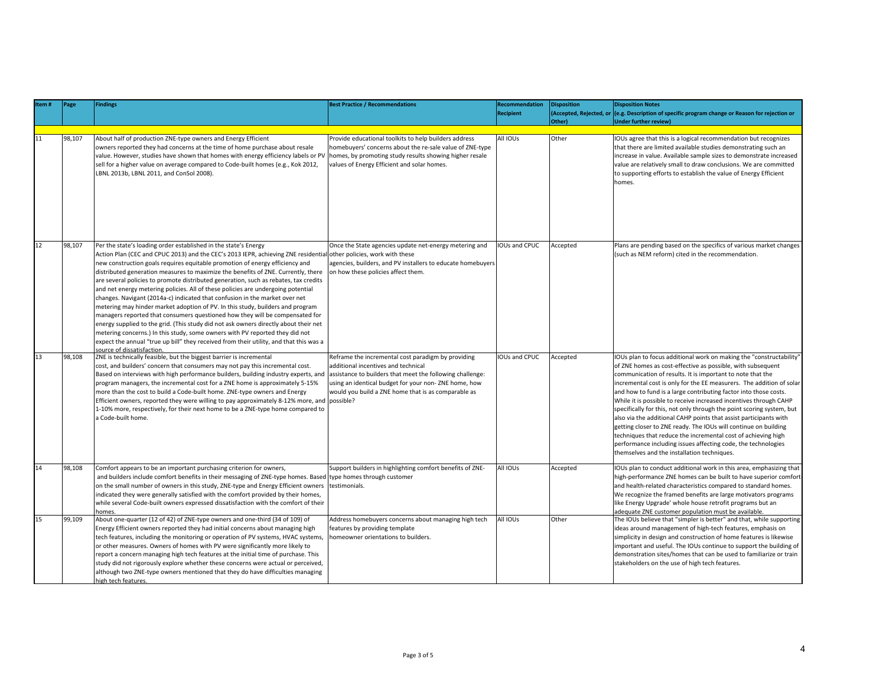| Item # | Page | Findings | Best Practice / Recommendations | Recommendation Recipient | Disposition (Accepted, Rejected, or Other) | Disposition Notes (e.g. Description of specific program change or Reason for rejection or Under further review) |
|---|---|---|---|---|---|---|
| 11 | 98,107 | About half of production ZNE-type owners and Energy Efficient owners reported they had concerns at the time of home purchase about resale value. However, studies have shown that homes with energy efficiency labels or PV sell for a higher value on average compared to Code-built homes (e.g., Kok 2012, LBNL 2013b, LBNL 2011, and ConSol 2008). | Provide educational toolkits to help builders address homebuyers' concerns about the re-sale value of ZNE-type homes, by promoting study results showing higher resale values of Energy Efficient and solar homes. | All IOUs | Other | IOUs agree that this is a logical recommendation but recognizes that there are limited available studies demonstrating such an increase in value. Available sample sizes to demonstrate increased value are relatively small to draw conclusions. We are committed to supporting efforts to establish the value of Energy Efficient homes. |
| 12 | 98,107 | Per the state's loading order established in the state's Energy Action Plan (CEC and CPUC 2013) and the CEC's 2013 IEPR, achieving ZNE residential new construction goals requires equitable promotion of energy efficiency and distributed generation measures to maximize the benefits of ZNE. Currently, there are several policies to promote distributed generation, such as rebates, tax credits and net energy metering policies. All of these policies are undergoing potential changes. Navigant (2014a-c) indicated that confusion in the market over net metering may hinder market adoption of PV. In this study, builders and program managers reported that consumers questioned how they will be compensated for energy supplied to the grid. (This study did not ask owners directly about their net metering concerns.) In this study, some owners with PV reported they did not expect the annual "true up bill" they received from their utility, and that this was a source of dissatisfaction. | Once the State agencies update net-energy metering and other policies, work with these agencies, builders, and PV installers to educate homebuyers on how these policies affect them. | IOUs and CPUC | Accepted | Plans are pending based on the specifics of various market changes (such as NEM reform) cited in the recommendation. |
| 13 | 98,108 | ZNE is technically feasible, but the biggest barrier is incremental cost, and builders' concern that consumers may not pay this incremental cost. Based on interviews with high performance builders, building industry experts, and program managers, the incremental cost for a ZNE home is approximately 5-15% more than the cost to build a Code-built home. ZNE-type owners and Energy Efficient owners, reported they were willing to pay approximately 8-12% more, and 1-10% more, respectively, for their next home to be a ZNE-type home compared to a Code-built home. | Reframe the incremental cost paradigm by providing additional incentives and technical assistance to builders that meet the following challenge: using an identical budget for your non- ZNE home, how would you build a ZNE home that is as comparable as possible? | IOUs and CPUC | Accepted | IOUs plan to focus additional work on making the "constructability" of ZNE homes as cost-effective as possible, with subsequent communication of results. It is important to note that the incremental cost is only for the EE measurers. The addition of solar and how to fund is a large contributing factor into those costs. While it is possible to receive increased incentives through CAHP specifically for this, not only through the point scoring system, but also via the additional CAHP points that assist participants with getting closer to ZNE ready. The IOUs will continue on building techniques that reduce the incremental cost of achieving high performance including issues affecting code, the technologies themselves and the installation techniques. |
| 14 | 98,108 | Comfort appears to be an important purchasing criterion for owners, and builders include comfort benefits in their messaging of ZNE-type homes. Based on the small number of owners in this study, ZNE-type and Energy Efficient owners indicated they were generally satisfied with the comfort provided by their homes, while several Code-built owners expressed dissatisfaction with the comfort of their homes. | Support builders in highlighting comfort benefits of ZNE-type homes through customer testimonials. | All IOUs | Accepted | IOUs plan to conduct additional work in this area, emphasizing that high-performance ZNE homes can be built to have superior comfort and health-related characteristics compared to standard homes. We recognize the framed benefits are large motivators programs like Energy Upgrade' whole house retrofit programs but an adequate ZNE customer population must be available. |
| 15 | 99,109 | About one-quarter (12 of 42) of ZNE-type owners and one-third (34 of 109) of Energy Efficient owners reported they had initial concerns about managing high tech features, including the monitoring or operation of PV systems, HVAC systems, or other measures. Owners of homes with PV were significantly more likely to report a concern managing high tech features at the initial time of purchase. This study did not rigorously explore whether these concerns were actual or perceived, although two ZNE-type owners mentioned that they do have difficulties managing high tech features. | Address homebuyers concerns about managing high tech features by providing template homeowner orientations to builders. | All IOUs | Other | The IOUs believe that "simpler is better" and that, while supporting ideas around management of high-tech features, emphasis on simplicity in design and construction of home features is likewise important and useful. The IOUs continue to support the building of demonstration sites/homes that can be used to familiarize or train stakeholders on the use of high tech features. |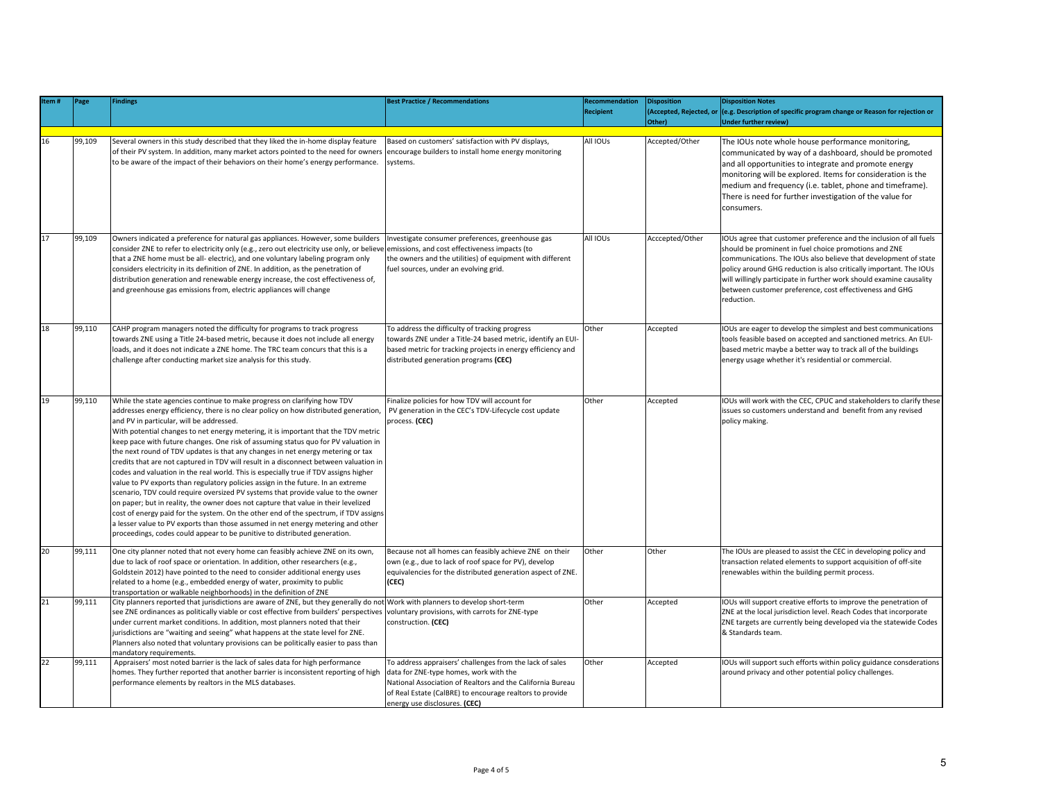| Item # | Page | Findings | Best Practice / Recommendations | Recommendation Recipient | Disposition (Accepted, Rejected, or Other) | Disposition Notes (e.g. Description of specific program change or Reason for rejection or Under further review) |
|---|---|---|---|---|---|---|
| 16 | 99,109 | Several owners in this study described that they liked the in-home display feature of their PV system. In addition, many market actors pointed to the need for owners to be aware of the impact of their behaviors on their home's energy performance. | Based on customers' satisfaction with PV displays, encourage builders to install home energy monitoring systems. | All IOUs | Accepted/Other | The IOUs note whole house performance monitoring, communicated by way of a dashboard, should be promoted and all opportunities to integrate and promote energy monitoring will be explored. Items for consideration is the medium and frequency (i.e. tablet, phone and timeframe). There is need for further investigation of the value for consumers. |
| 17 | 99,109 | Owners indicated a preference for natural gas appliances. However, some builders consider ZNE to refer to electricity only (e.g., zero out electricity use only, or believe that a ZNE home must be all- electric), and one voluntary labeling program only considers electricity in its definition of ZNE. In addition, as the penetration of distribution generation and renewable energy increase, the cost effectiveness of, and greenhouse gas emissions from, electric appliances will change | Investigate consumer preferences, greenhouse gas emissions, and cost effectiveness impacts (to the owners and the utilities) of equipment with different fuel sources, under an evolving grid. | All IOUs | Acccepted/Other | IOUs agree that customer preference and the inclusion of all fuels should be prominent in fuel choice promotions and ZNE communications. The IOUs also believe that development of state policy around GHG reduction is also critically important. The IOUs will willingly participate in further work should examine causality between customer preference, cost effectiveness and GHG reduction. |
| 18 | 99,110 | CAHP program managers noted the difficulty for programs to track progress towards ZNE using a Title 24-based metric, because it does not include all energy loads, and it does not indicate a ZNE home. The TRC team concurs that this is a challenge after conducting market size analysis for this study. | To address the difficulty of tracking progress towards ZNE under a Title-24 based metric, identify an EUI-based metric for tracking projects in energy efficiency and distributed generation programs **(CEC)** | Other | Accepted | IOUs are eager to develop the simplest and best communications tools feasible based on accepted and sanctioned metrics. An EUI-based metric maybe a better way to track all of the buildings energy usage whether it's residential or commercial. |
| 19 | 99,110 | While the state agencies continue to make progress on clarifying how TDV addresses energy efficiency, there is no clear policy on how distributed generation, and PV in particular, will be addressed.<br>With potential changes to net energy metering, it is important that the TDV metric keep pace with future changes. One risk of assuming status quo for PV valuation in the next round of TDV updates is that any changes in net energy metering or tax credits that are not captured in TDV will result in a disconnect between valuation in codes and valuation in the real world. This is especially true if TDV assigns higher value to PV exports than regulatory policies assign in the future. In an extreme scenario, TDV could require oversized PV systems that provide value to the owner on paper; but in reality, the owner does not capture that value in their levelized cost of energy paid for the system. On the other end of the spectrum, if TDV assigns a lesser value to PV exports than those assumed in net energy metering and other proceedings, codes could appear to be punitive to distributed generation. | Finalize policies for how TDV will account for PV generation in the CEC's TDV-Lifecycle cost update process. **(CEC)** | Other | Accepted | IOUs will work with the CEC, CPUC and stakeholders to clarify these issues so customers understand and benefit from any revised policy making. |
| 20 | 99,111 | One city planner noted that not every home can feasibly achieve ZNE on its own, due to lack of roof space or orientation. In addition, other researchers (e.g., Goldstein 2012) have pointed to the need to consider additional energy uses related to a home (e.g., embedded energy of water, proximity to public transportation or walkable neighborhoods) in the definition of ZNE | Because not all homes can feasibly achieve ZNE on their own (e.g., due to lack of roof space for PV), develop equivalencies for the distributed generation aspect of ZNE. **(CEC)** | Other | Other | The IOUs are pleased to assist the CEC in developing policy and transaction related elements to support acquisition of off-site renewables within the building permit process. |
| 21 | 99,111 | City planners reported that jurisdictions are aware of ZNE, but they generally do not see ZNE ordinances as politically viable or cost effective from builders' perspectives under current market conditions. In addition, most planners noted that their jurisdictions are "waiting and seeing" what happens at the state level for ZNE. Planners also noted that voluntary provisions can be politically easier to pass than mandatory requirements. | Work with planners to develop short-term voluntary provisions, with carrots for ZNE-type construction. **(CEC)** | Other | Accepted | IOUs will support creative efforts to improve the penetration of ZNE at the local jurisdiction level. Reach Codes that incorporate ZNE targets are currently being developed via the statewide Codes & Standards team. |
| 22 | 99,111 | Appraisers' most noted barrier is the lack of sales data for high performance homes. They further reported that another barrier is inconsistent reporting of high performance elements by realtors in the MLS databases. | To address appraisers' challenges from the lack of sales data for ZNE-type homes, work with the National Association of Realtors and the California Bureau of Real Estate (CalBRE) to encourage realtors to provide energy use disclosures. **(CEC)** | Other | Accepted | IOUs will support such efforts within policy guidance consderations around privacy and other potential policy challenges. |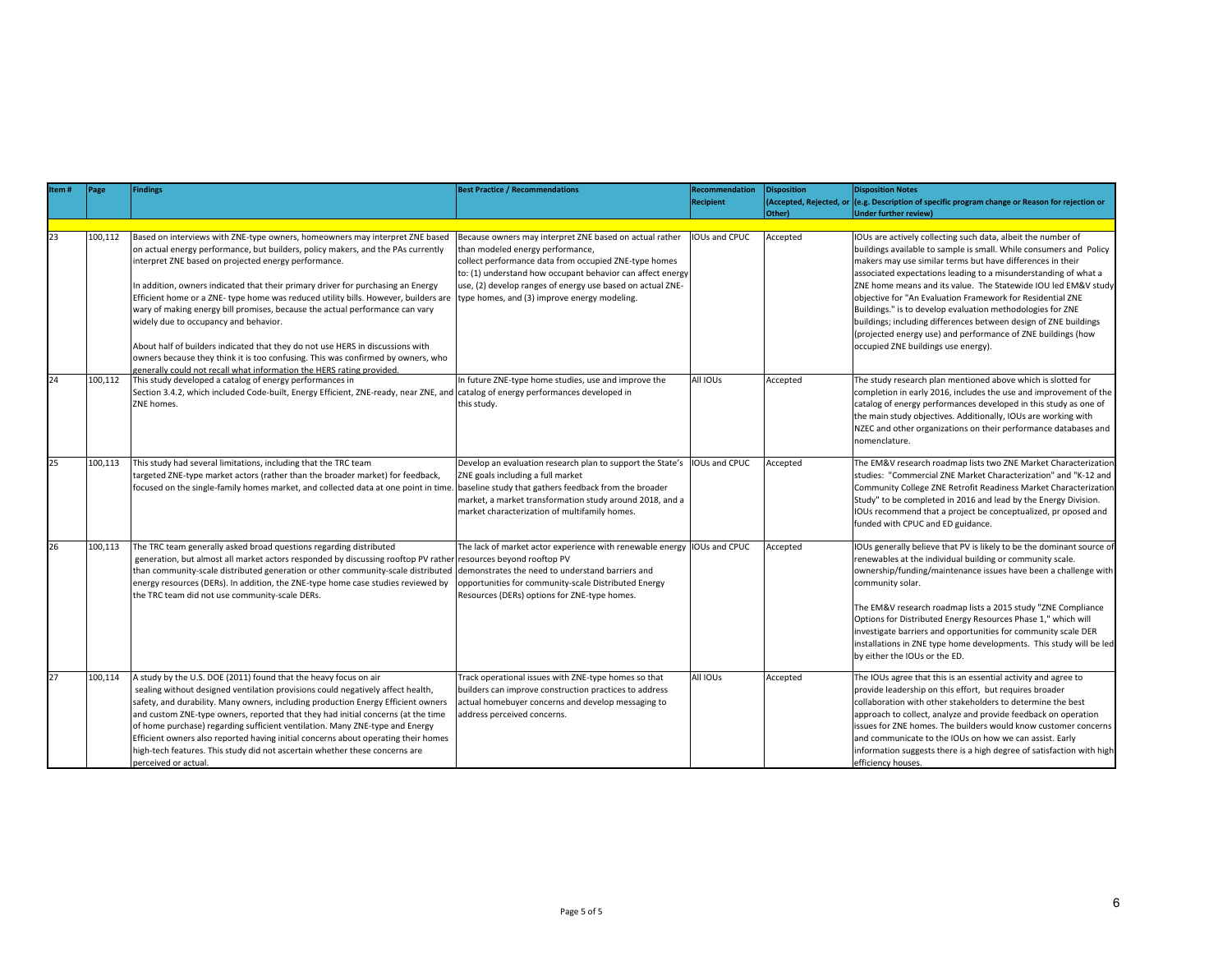| Item # | Page | Findings | Best Practice / Recommendations | Recommendation Recipient | Disposition (Accepted, Rejected, or Other) | Disposition Notes (e.g. Description of specific program change or Reason for rejection or Under further review) |
|---|---|---|---|---|---|---|
| | | | | | | |
| 23 | 100,112 | Based on interviews with ZNE-type owners, homeowners may interpret ZNE based on actual energy performance, but builders, policy makers, and the PAs currently interpret ZNE based on projected energy performance.<br><br>In addition, owners indicated that their primary driver for purchasing an Energy Efficient home or a ZNE- type home was reduced utility bills. However, builders are wary of making energy bill promises, because the actual performance can vary widely due to occupancy and behavior.<br><br>About half of builders indicated that they do not use HERS in discussions with owners because they think it is too confusing. This was confirmed by owners, who generally could not recall what information the HERS rating provided. | Because owners may interpret ZNE based on actual rather than modeled energy performance, collect performance data from occupied ZNE-type homes to: (1) understand how occupant behavior can affect energy use, (2) develop ranges of energy use based on actual ZNE-type homes, and (3) improve energy modeling. | IOUs and CPUC | Accepted | IOUs are actively collecting such data, albeit the number of buildings available to sample is small. While consumers and Policy makers may use similar terms but have differences in their associated expectations leading to a misunderstanding of what a ZNE home means and its value. The Statewide IOU led EM&V study objective for "An Evaluation Framework for Residential ZNE Buildings." is to develop evaluation methodologies for ZNE buildings; including differences between design of ZNE buildings (projected energy use) and performance of ZNE buildings (how occupied ZNE buildings use energy). |
| 24 | 100,112 | This study developed a catalog of energy performances in Section 3.4.2, which included Code-built, Energy Efficient, ZNE-ready, near ZNE, and ZNE homes. | In future ZNE-type home studies, use and improve the catalog of energy performances developed in this study. | All IOUs | Accepted | The study research plan mentioned above which is slotted for completion in early 2016, includes the use and improvement of the catalog of energy performances developed in this study as one of the main study objectives. Additionally, IOUs are working with NZEC and other organizations on their performance databases and nomenclature. |
| 25 | 100,113 | This study had several limitations, including that the TRC team targeted ZNE-type market actors (rather than the broader market) for feedback, focused on the single-family homes market, and collected data at one point in time. | Develop an evaluation research plan to support the State's ZNE goals including a full market baseline study that gathers feedback from the broader market, a market transformation study around 2018, and a market characterization of multifamily homes. | IOUs and CPUC | Accepted | The EM&V research roadmap lists two ZNE Market Characterization studies: "Commercial ZNE Market Characterization" and "K-12 and Community College ZNE Retrofit Readiness Market Characterization Study" to be completed in 2016 and lead by the Energy Division. IOUs recommend that a project be conceptualized, pr oposed and funded with CPUC and ED guidance. |
| 26 | 100,113 | The TRC team generally asked broad questions regarding distributed generation, but almost all market actors responded by discussing rooftop PV rather than community-scale distributed generation or other community-scale distributed energy resources (DERs). In addition, the ZNE-type home case studies reviewed by the TRC team did not use community-scale DERs. | The lack of market actor experience with renewable energy resources beyond rooftop PV demonstrates the need to understand barriers and opportunities for community-scale Distributed Energy Resources (DERs) options for ZNE-type homes. | IOUs and CPUC | Accepted | IOUs generally believe that PV is likely to be the dominant source of renewables at the individual building or community scale. ownership/funding/maintenance issues have been a challenge with community solar.<br><br>The EM&V research roadmap lists a 2015 study "ZNE Compliance Options for Distributed Energy Resources Phase 1," which will investigate barriers and opportunities for community scale DER installations in ZNE type home developments. This study will be led by either the IOUs or the ED. |
| 27 | 100,114 | A study by the U.S. DOE (2011) found that the heavy focus on air sealing without designed ventilation provisions could negatively affect health, safety, and durability. Many owners, including production Energy Efficient owners and custom ZNE-type owners, reported that they had initial concerns (at the time of home purchase) regarding sufficient ventilation. Many ZNE-type and Energy Efficient owners also reported having initial concerns about operating their homes high-tech features. This study did not ascertain whether these concerns are perceived or actual. | Track operational issues with ZNE-type homes so that builders can improve construction practices to address actual homebuyer concerns and develop messaging to address perceived concerns. | All IOUs | Accepted | The IOUs agree that this is an essential activity and agree to provide leadership on this effort, but requires broader collaboration with other stakeholders to determine the best approach to collect, analyze and provide feedback on operation issues for ZNE homes. The builders would know customer concerns and communicate to the IOUs on how we can assist. Early information suggests there is a high degree of satisfaction with high efficiency houses. |